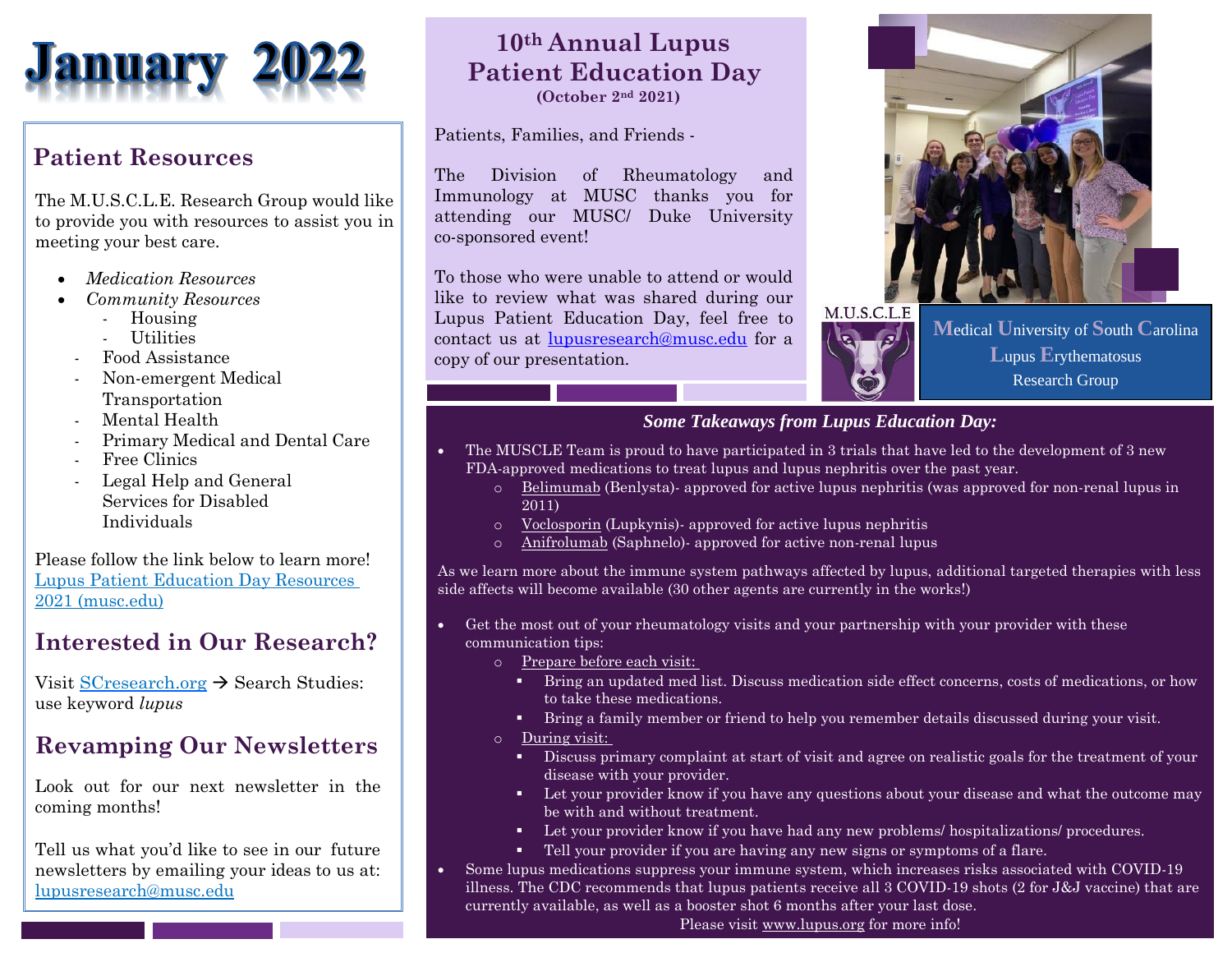# January 2022

## Patient Resources

The M.U.S.C.L.E. Research Group would like to provide you with resources to assist you in meeting your best care.

- *Medication Resources*
- *Community Resources*
  - Housing
  - Utilities
  - Food Assistance
  - Non-emergent Medical Transportation
  - Mental Health
  - Primary Medical and Dental Care
  - Free Clinics
  - Legal Help and General Services for Disabled Individuals

Please follow the link below to learn more!
[Lupus Patient Education Day Resources 2021 (musc.edu)]

## Interested in Our Research?

Visit SCresearch.org → Search Studies: use keyword *lupus*

## Revamping Our Newsletters

Look out for our next newsletter in the coming months!

Tell us what you'd like to see in our future newsletters by emailing your ideas to us at: lupusresearch@musc.edu

## 10th Annual Lupus Patient Education Day

**(October 2nd 2021)**

Patients, Families, and Friends -

The Division of Rheumatology and Immunology at MUSC thanks you for attending our MUSC/ Duke University co-sponsored event!

To those who were unable to attend or would like to review what was shared during our Lupus Patient Education Day, feel free to contact us at lupusresearch@musc.edu for a copy of our presentation.

M.U.S.C.L.E

**M**edical **U**niversity of **S**outh **C**arolina **L**upus **E**rythematosus Research Group

### *Some Takeaways from Lupus Education Day:*

- The MUSCLE Team is proud to have participated in 3 trials that have led to the development of 3 new FDA-approved medications to treat lupus and lupus nephritis over the past year.
  - Belimumab (Benlysta)- approved for active lupus nephritis (was approved for non-renal lupus in 2011)
  - Voclosporin (Lupkynis)- approved for active lupus nephritis
  - Anifrolumab (Saphnelo)- approved for active non-renal lupus

As we learn more about the immune system pathways affected by lupus, additional targeted therapies with less side affects will become available (30 other agents are currently in the works!)

- Get the most out of your rheumatology visits and your partnership with your provider with these communication tips:
  - Prepare before each visit:
    - Bring an updated med list. Discuss medication side effect concerns, costs of medications, or how to take these medications.
    - Bring a family member or friend to help you remember details discussed during your visit.
  - During visit:
    - Discuss primary complaint at start of visit and agree on realistic goals for the treatment of your disease with your provider.
    - Let your provider know if you have any questions about your disease and what the outcome may be with and without treatment.
    - Let your provider know if you have had any new problems/ hospitalizations/ procedures.
    - Tell your provider if you are having any new signs or symptoms of a flare.
- Some lupus medications suppress your immune system, which increases risks associated with COVID-19 illness. The CDC recommends that lupus patients receive all 3 COVID-19 shots (2 for J&J vaccine) that are currently available, as well as a booster shot 6 months after your last dose.

Please visit www.lupus.org for more info!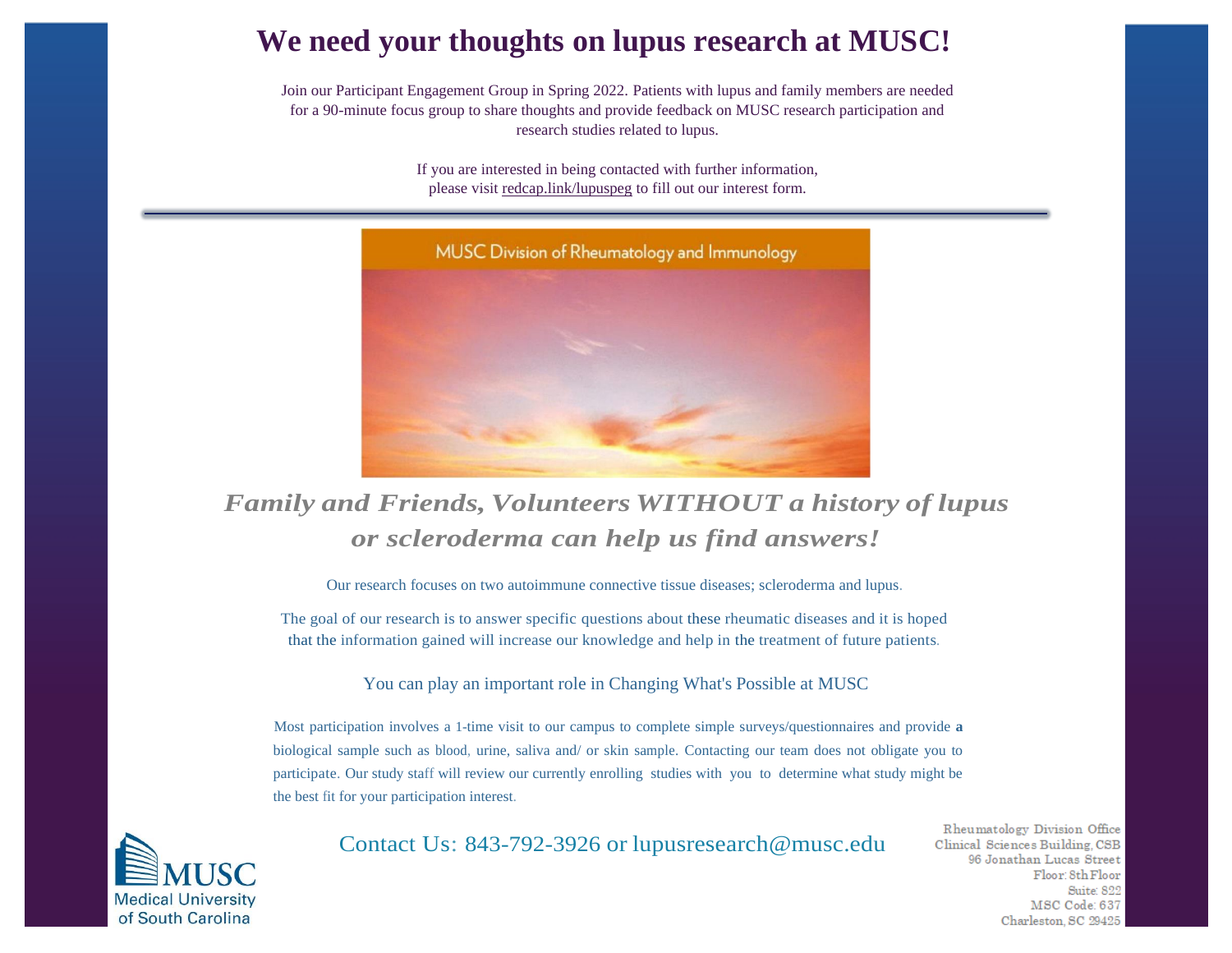# We need your thoughts on lupus research at MUSC!

Join our Participant Engagement Group in Spring 2022. Patients with lupus and family members are needed for a 90-minute focus group to share thoughts and provide feedback on MUSC research participation and research studies related to lupus.

If you are interested in being contacted with further information, please visit redcap.link/lupuspeg to fill out our interest form.

---

MUSC Division of Rheumatology and Immunology

## *Family and Friends, Volunteers WITHOUT a history of lupus or scleroderma can help us find answers!*

Our research focuses on two autoimmune connective tissue diseases; scleroderma and lupus.

The goal of our research is to answer specific questions about these rheumatic diseases and it is hoped that the information gained will increase our knowledge and help in the treatment of future patients.

You can play an important role in Changing What's Possible at MUSC

Most participation involves a 1-time visit to our campus to complete simple surveys/questionnaires and provide **a** biological sample such as blood, urine, saliva and/ or skin sample. Contacting our team does not obligate you to participate. Our study staff will review our currently enrolling studies with you to determine what study might be the best fit for your participation interest.

Contact Us: 843-792-3926 or lupusresearch@musc.edu

MUSC
Medical University of South Carolina

Rheumatology Division Office
Clinical Sciences Building, CSB
96 Jonathan Lucas Street
Floor: 8th Floor
Suite: 822
MSC Code: 637
Charleston, SC 29425